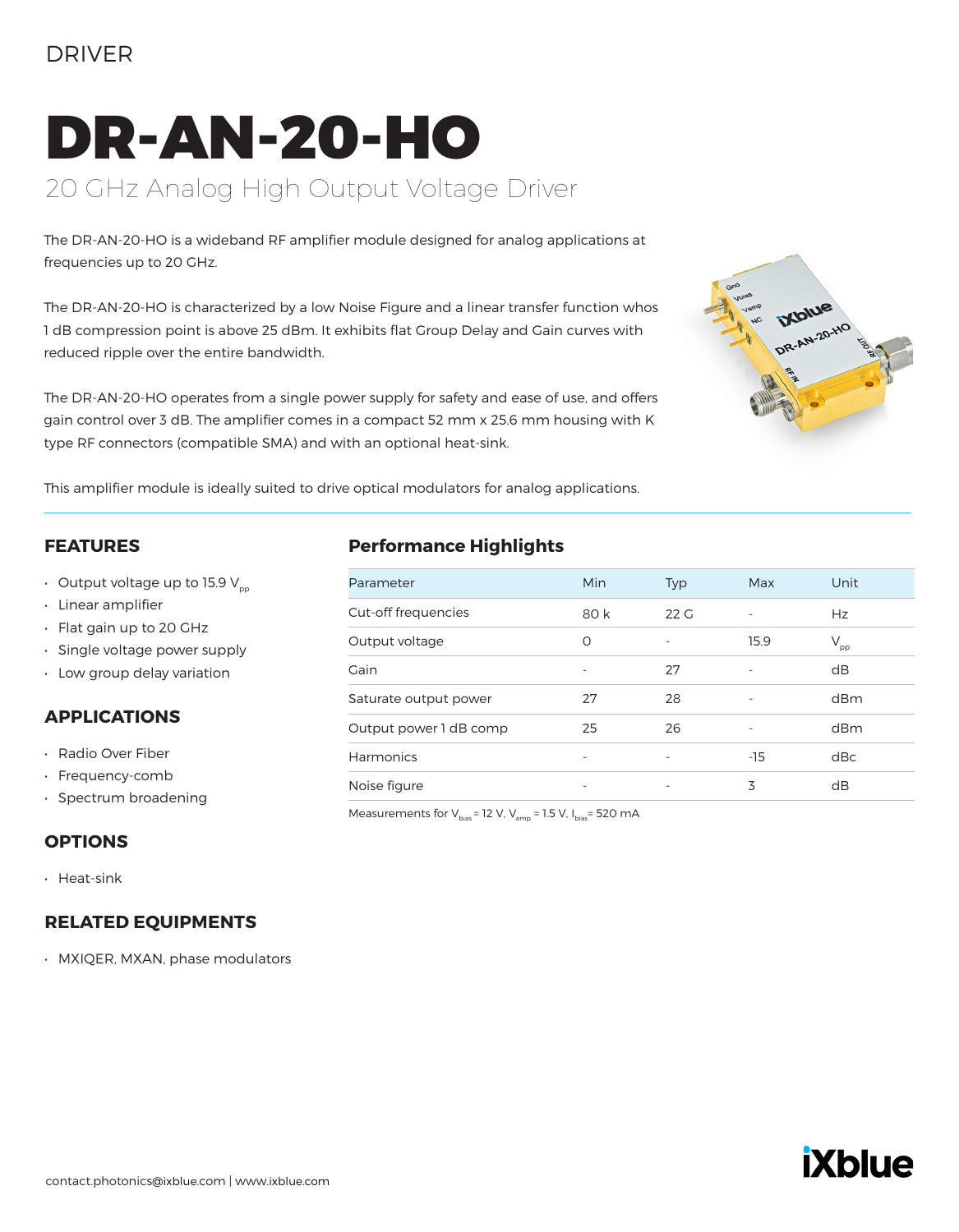DRIVER

# DR-AN-20-HO

## 20 GHz Analog High Output Voltage Driver

The DR-AN-20-HO is a wideband RF amplifier module designed for analog applications at frequencies up to 20 GHz.

The DR-AN-20-HO is characterized by a low Noise Figure and a linear transfer function whos 1 dB compression point is above 25 dBm. It exhibits flat Group Delay and Gain curves with reduced ripple over the entire bandwidth.

The DR-AN-20-HO operates from a single power supply for safety and ease of use, and offers gain control over 3 dB. The amplifier comes in a compact 52 mm x 25.6 mm housing with K type RF connectors (compatible SMA) and with an optional heat-sink.

This amplifier module is ideally suited to drive optical modulators for analog applications.

## FEATURES

- Output voltage up to 15.9 $V_{pp}$
- Linear amplifier
- Flat gain up to 20 GHz
- Single voltage power supply
- Low group delay variation

## APPLICATIONS

- Radio Over Fiber
- Frequency-comb
- Spectrum broadening

## OPTIONS

- Heat-sink

## RELATED EQUIPMENTS

- MXIQER, MXAN, phase modulators

## Performance Highlights

| Parameter | Min | Typ | Max | Unit |
|---|---|---|---|---|
| Cut-off frequencies | 80 k | 22 G | - | Hz |
| Output voltage | 0 | - | 15.9 | $V_{pp}$ |
| Gain | - | 27 | - | dB |
| Saturate output power | 27 | 28 | - | dBm |
| Output power 1 dB comp | 25 | 26 | - | dBm |
| Harmonics | - | - | -15 | dBc |
| Noise figure | - | - | 3 | dB |

Measurements for $V_{bias}$ = 12 V, $V_{amp}$ = 1.5 V, $I_{bias}$ = 520 mA

contact.photonics@ixblue.com | www.ixblue.com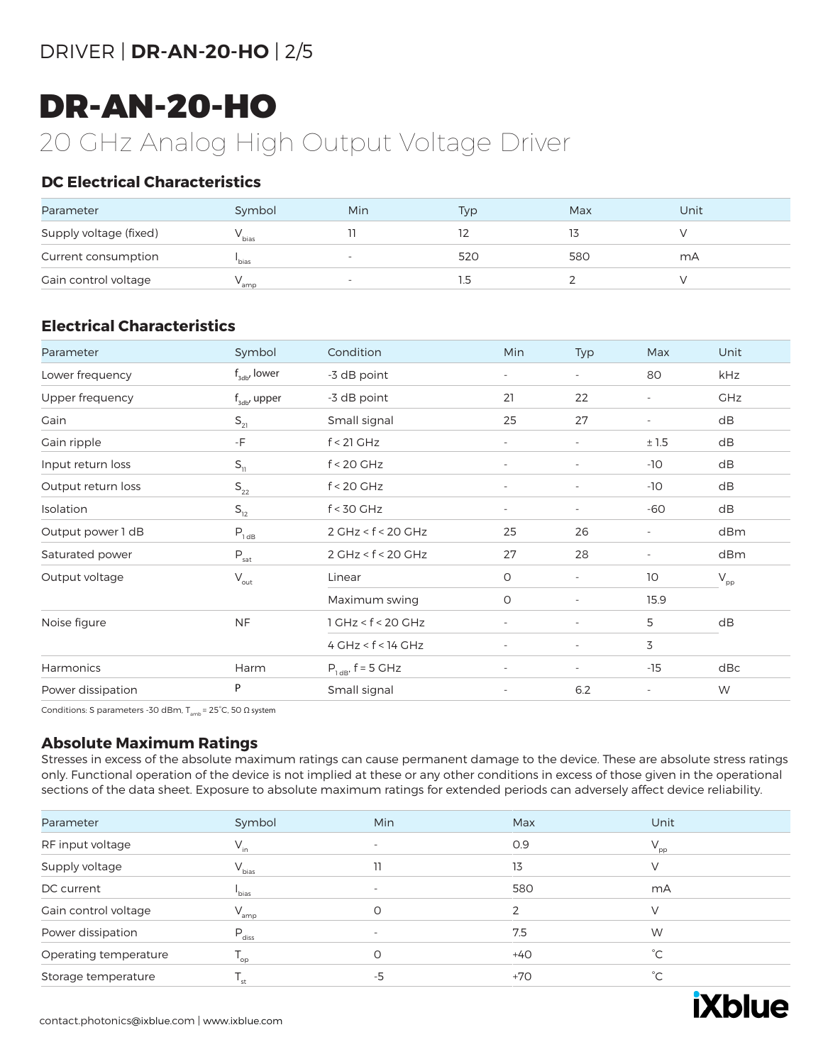# DR-AN-20-HO

## 20 GHz Analog High Output Voltage Driver

### DC Electrical Characteristics

| Parameter | Symbol | Min | Typ | Max | Unit |
|---|---|---|---|---|---|
| Supply voltage (fixed) | $V_{bias}$ | 11 | 12 | 13 | V |
| Current consumption | $I_{bias}$ | - | 520 | 580 | mA |
| Gain control voltage | $V_{amp}$ | - | 1.5 | 2 | V |

### Electrical Characteristics

| Parameter | Symbol | Condition | Min | Typ | Max | Unit |
|---|---|---|---|---|---|---|
| Lower frequency | $f_{3db}$, lower | -3 dB point | - | - | 80 | kHz |
| Upper frequency | $f_{3db}$, upper | -3 dB point | 21 | 22 | - | GHz |
| Gain | $S_{21}$ | Small signal | 25 | 27 | - | dB |
| Gain ripple | -F | f < 21 GHz | - | - | ± 1.5 | dB |
| Input return loss | $S_{11}$ | f < 20 GHz | - | - | -10 | dB |
| Output return loss | $S_{22}$ | f < 20 GHz | - | - | -10 | dB |
| Isolation | $S_{12}$ | f < 30 GHz | - | - | -60 | dB |
| Output power 1 dB | $P_{1\,dB}$ | 2 GHz < f < 20 GHz | 25 | 26 | - | dBm |
| Saturated power | $P_{sat}$ | 2 GHz < f < 20 GHz | 27 | 28 | - | dBm |
| Output voltage | $V_{out}$ | Linear | 0 | - | 10 | $V_{pp}$ |
| | | Maximum swing | 0 | - | 15.9 | |
| Noise figure | NF | 1 GHz < f < 20 GHz | - | - | 5 | dB |
| | | 4 GHz < f < 14 GHz | - | - | 3 | |
| Harmonics | Harm | $P_{1\,dB}$, f = 5 GHz | - | - | -15 | dBc |
| Power dissipation | P | Small signal | - | 6.2 | - | W |

Conditions: S parameters -30 dBm, $T_{amb}$ = 25°C, 50 Ω system

### Absolute Maximum Ratings

Stresses in excess of the absolute maximum ratings can cause permanent damage to the device. These are absolute stress ratings only. Functional operation of the device is not implied at these or any other conditions in excess of those given in the operational sections of the data sheet. Exposure to absolute maximum ratings for extended periods can adversely affect device reliability.

| Parameter | Symbol | Min | Max | Unit |
|---|---|---|---|---|
| RF input voltage | $V_{in}$ | - | 0.9 | $V_{pp}$ |
| Supply voltage | $V_{bias}$ | 11 | 13 | V |
| DC current | $I_{bias}$ | - | 580 | mA |
| Gain control voltage | $V_{amp}$ | 0 | 2 | V |
| Power dissipation | $P_{diss}$ | - | 7.5 | W |
| Operating temperature | $T_{op}$ | 0 | +40 | °C |
| Storage temperature | $T_{st}$ | -5 | +70 | °C |

contact.photonics@ixblue.com | www.ixblue.com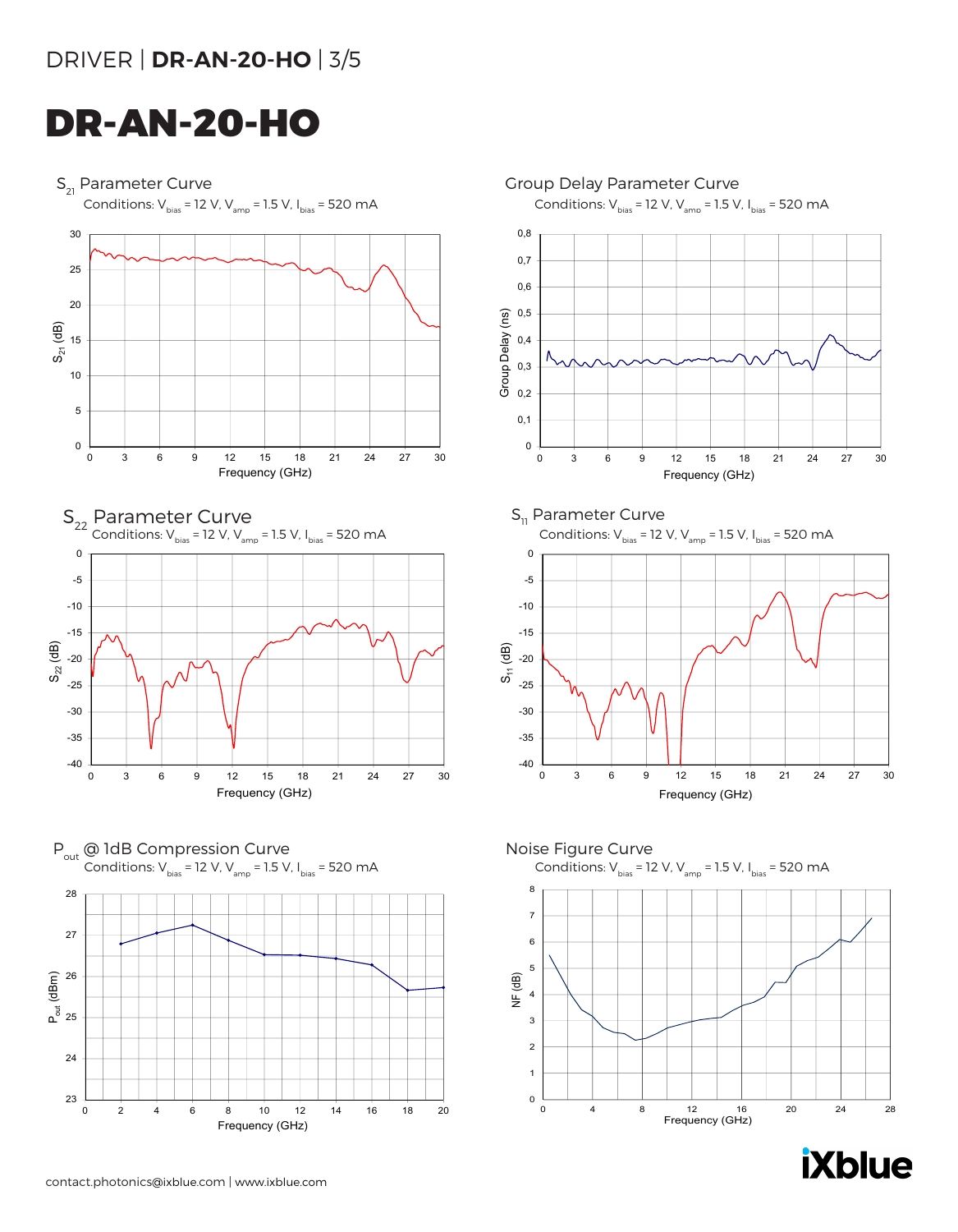# DR-AN-20-HO

## $S_{21}$ Parameter Curve

Conditions: $V_{bias}$ = 12 V, $V_{amp}$ = 1.5 V, $I_{bias}$ = 520 mA

## Group Delay Parameter Curve

Conditions: $V_{bias}$ = 12 V, $V_{amp}$ = 1.5 V, $I_{bias}$ = 520 mA

## $S_{22}$ Parameter Curve

Conditions: $V_{bias}$ = 12 V, $V_{amp}$ = 1.5 V, $I_{bias}$ = 520 mA

## $S_{11}$ Parameter Curve

Conditions: $V_{bias}$ = 12 V, $V_{amp}$ = 1.5 V, $I_{bias}$ = 520 mA

## $P_{out}$ @ 1dB Compression Curve

Conditions: $V_{bias}$ = 12 V, $V_{amp}$ = 1.5 V, $I_{bias}$ = 520 mA

## Noise Figure Curve

Conditions: $V_{bias}$ = 12 V, $V_{amp}$ = 1.5 V, $I_{bias}$ = 520 mA

contact.photonics@ixblue.com | www.ixblue.com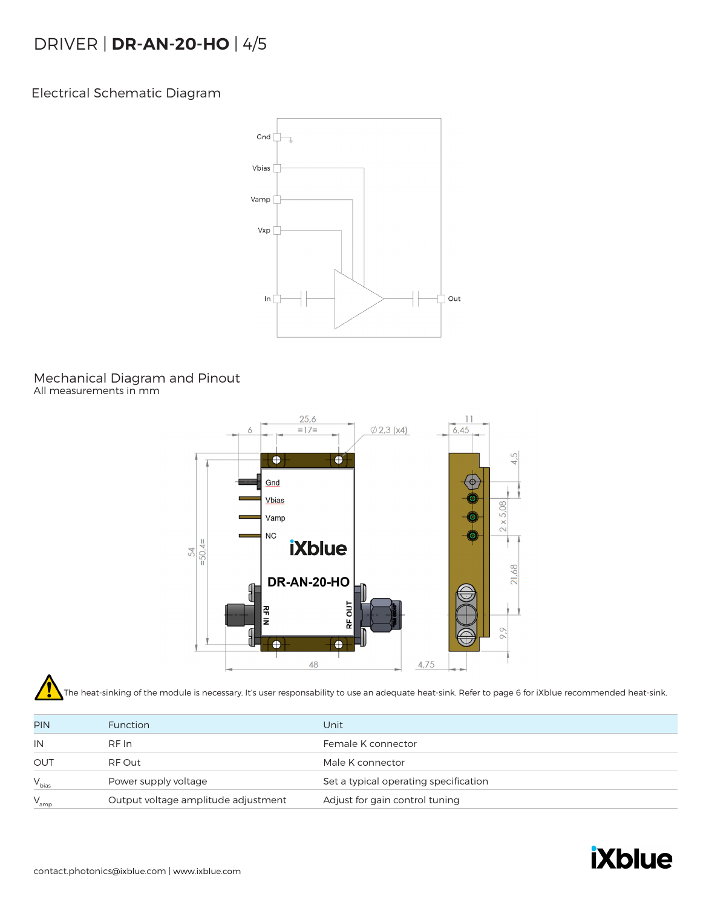## Electrical Schematic Diagram

## Mechanical Diagram and Pinout

All measurements in mm

The heat-sinking of the module is necessary. It's user responsability to use an adequate heat-sink. Refer to page 6 for iXblue recommended heat-sink.

| PIN | Function | Unit |
|---|---|---|
| IN | RF In | Female K connector |
| OUT | RF Out | Male K connector |
| $V_{bias}$ | Power supply voltage | Set a typical operating specification |
| $V_{amp}$ | Output voltage amplitude adjustment | Adjust for gain control tuning |

contact.photonics@ixblue.com | www.ixblue.com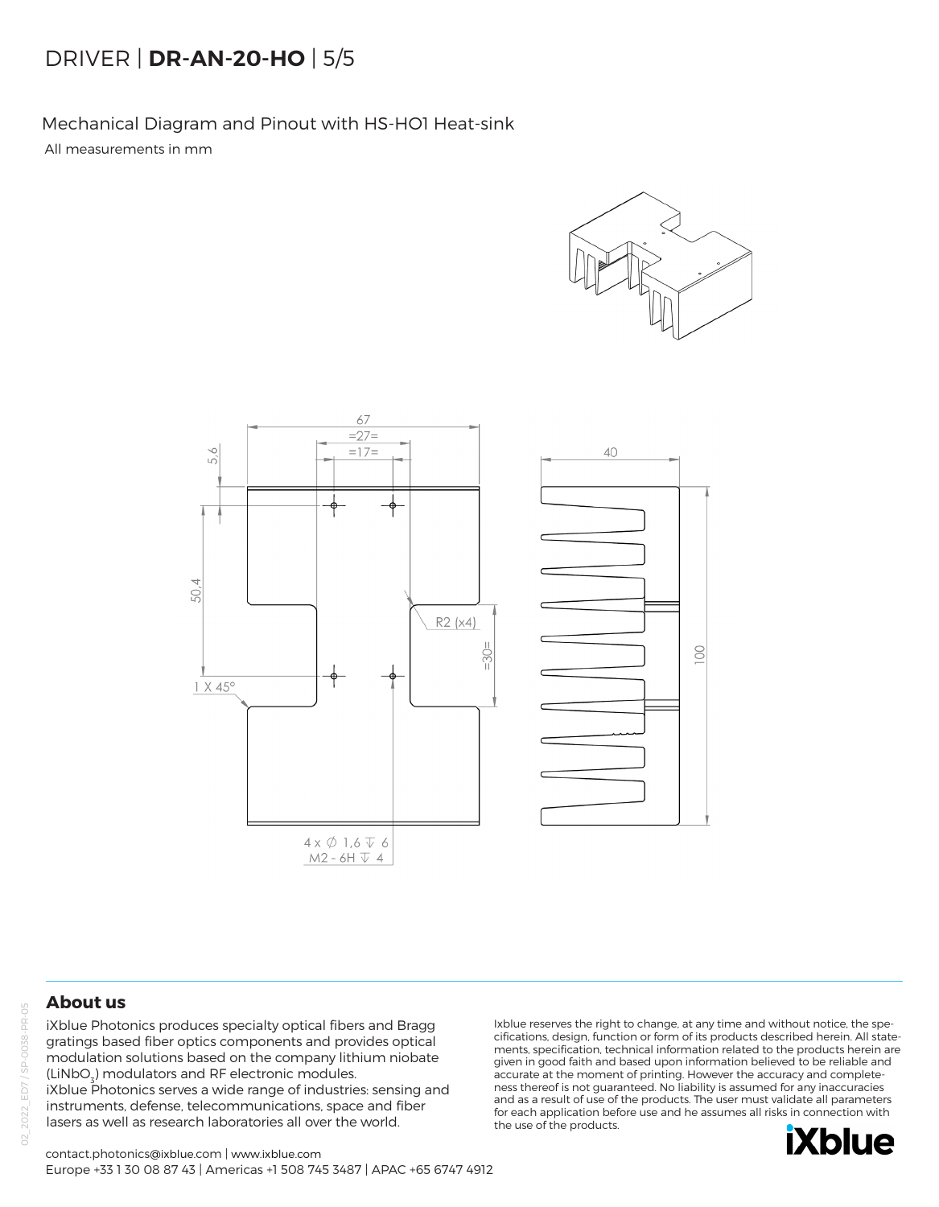# DRIVER | **DR-AN-20-HO** | 5/5

## Mechanical Diagram and Pinout with HS-HO1 Heat-sink

All measurements in mm

67

=27=

=17=

5,6

50,4

R2 (x4)

=30=

1 X 45°

4 x ∅ 1,6 ↧ 6

M2 - 6H ↧ 4

40

100

## About us

iXblue Photonics produces specialty optical fibers and Bragg gratings based fiber optics components and provides optical modulation solutions based on the company lithium niobate ($LiNbO_3$) modulators and RF electronic modules.
iXblue Photonics serves a wide range of industries: sensing and instruments, defense, telecommunications, space and fiber lasers as well as research laboratories all over the world.

Ixblue reserves the right to change, at any time and without notice, the specifications, design, function or form of its products described herein. All statements, specification, technical information related to the products herein are given in good faith and based upon information believed to be reliable and accurate at the moment of printing. However the accuracy and completeness thereof is not guaranteed. No liability is assumed for any inaccuracies and as a result of use of the products. The user must validate all parameters for each application before use and he assumes all risks in connection with the use of the products.

contact.photonics@ixblue.com | www.ixblue.com
Europe +33 1 30 08 87 43 | Americas +1 508 745 3487 | APAC +65 6747 4912

02_2022_ED7 / SP-0038-PR-05